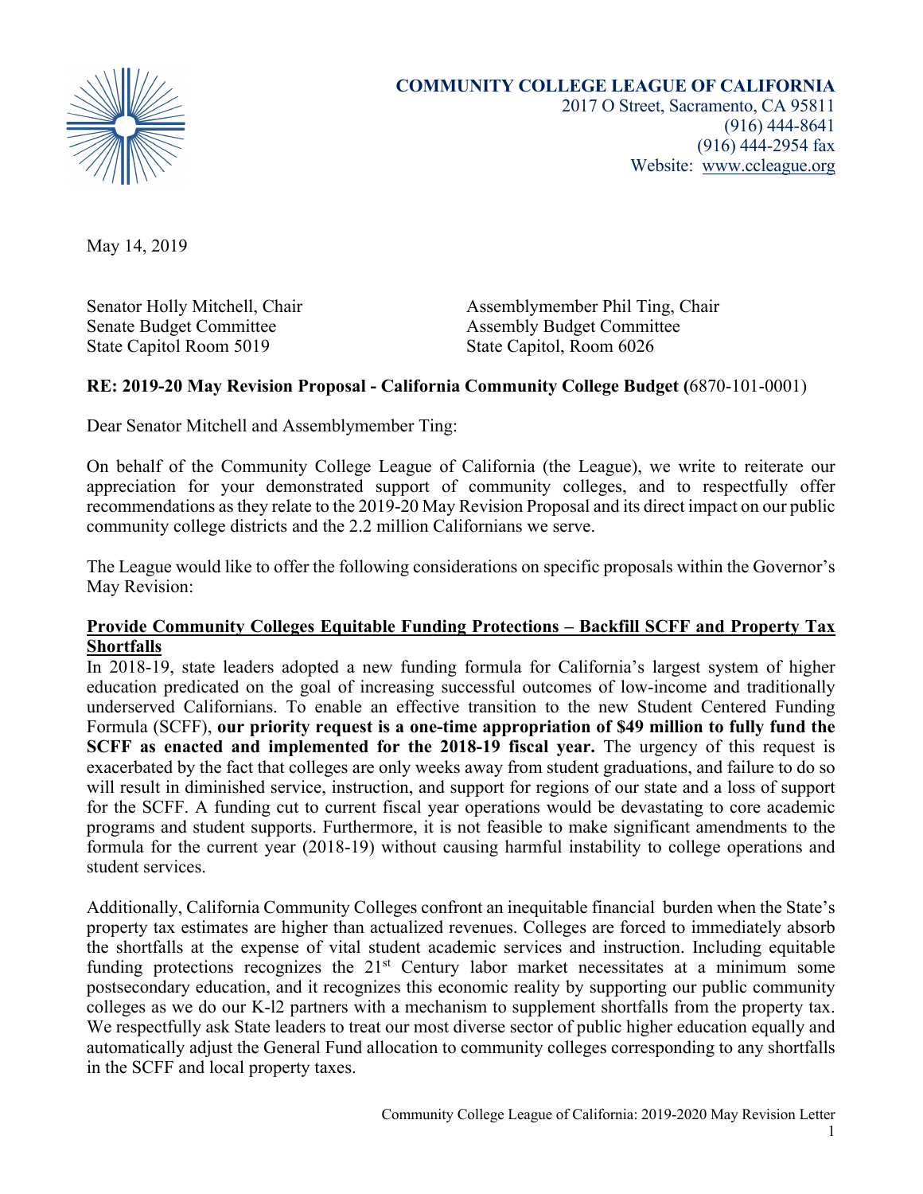**COMMUNITY COLLEGE LEAGUE OF CALIFORNIA**
2017 O Street, Sacramento, CA 95811
(916) 444-8641
(916) 444-2954 fax
Website: www.ccleague.org

May 14, 2019

Senator Holly Mitchell, Chair
Senate Budget Committee
State Capitol Room 5019

Assemblymember Phil Ting, Chair
Assembly Budget Committee
State Capitol, Room 6026

**RE: 2019-20 May Revision Proposal - California Community College Budget (**6870-101-0001)

Dear Senator Mitchell and Assemblymember Ting:

On behalf of the Community College League of California (the League), we write to reiterate our appreciation for your demonstrated support of community colleges, and to respectfully offer recommendations as they relate to the 2019-20 May Revision Proposal and its direct impact on our public community college districts and the 2.2 million Californians we serve.

The League would like to offer the following considerations on specific proposals within the Governor's May Revision:

**Provide Community Colleges Equitable Funding Protections – Backfill SCFF and Property Tax Shortfalls**

In 2018-19, state leaders adopted a new funding formula for California's largest system of higher education predicated on the goal of increasing successful outcomes of low-income and traditionally underserved Californians. To enable an effective transition to the new Student Centered Funding Formula (SCFF), **our priority request is a one-time appropriation of $49 million to fully fund the SCFF as enacted and implemented for the 2018-19 fiscal year.** The urgency of this request is exacerbated by the fact that colleges are only weeks away from student graduations, and failure to do so will result in diminished service, instruction, and support for regions of our state and a loss of support for the SCFF. A funding cut to current fiscal year operations would be devastating to core academic programs and student supports. Furthermore, it is not feasible to make significant amendments to the formula for the current year (2018-19) without causing harmful instability to college operations and student services.

Additionally, California Community Colleges confront an inequitable financial burden when the State's property tax estimates are higher than actualized revenues. Colleges are forced to immediately absorb the shortfalls at the expense of vital student academic services and instruction. Including equitable funding protections recognizes the 21st Century labor market necessitates at a minimum some postsecondary education, and it recognizes this economic reality by supporting our public community colleges as we do our K-l2 partners with a mechanism to supplement shortfalls from the property tax. We respectfully ask State leaders to treat our most diverse sector of public higher education equally and automatically adjust the General Fund allocation to community colleges corresponding to any shortfalls in the SCFF and local property taxes.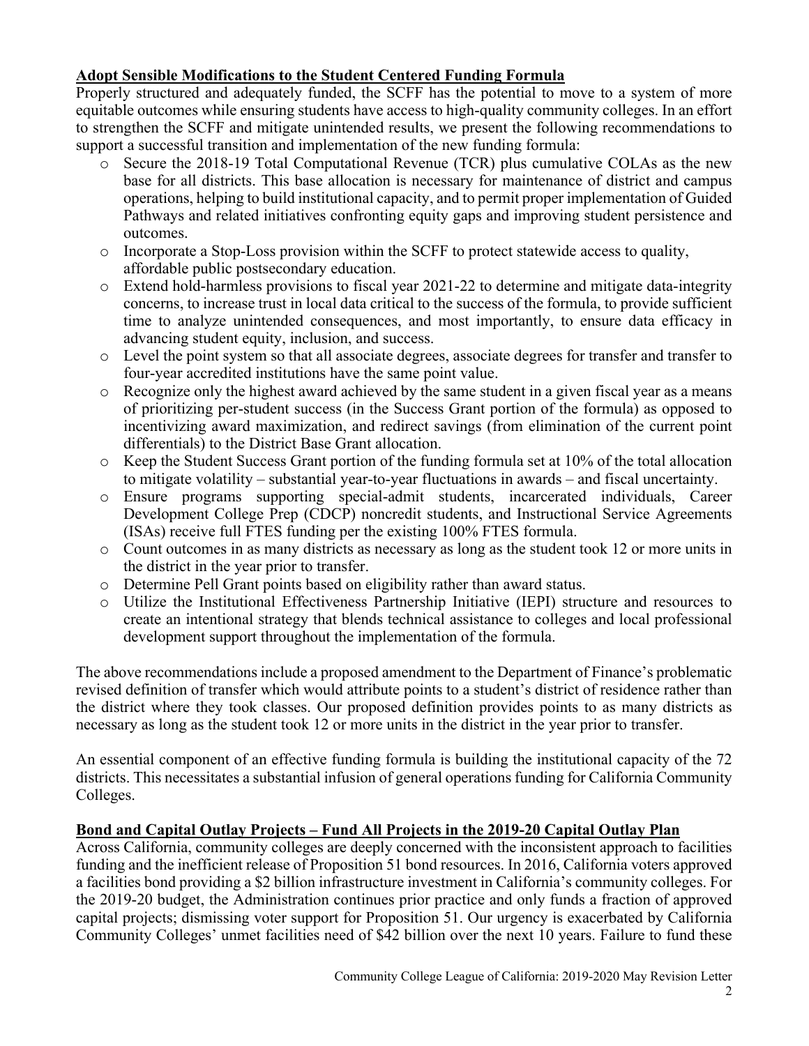**Adopt Sensible Modifications to the Student Centered Funding Formula**

Properly structured and adequately funded, the SCFF has the potential to move to a system of more equitable outcomes while ensuring students have access to high-quality community colleges. In an effort to strengthen the SCFF and mitigate unintended results, we present the following recommendations to support a successful transition and implementation of the new funding formula:

- Secure the 2018-19 Total Computational Revenue (TCR) plus cumulative COLAs as the new base for all districts. This base allocation is necessary for maintenance of district and campus operations, helping to build institutional capacity, and to permit proper implementation of Guided Pathways and related initiatives confronting equity gaps and improving student persistence and outcomes.
- Incorporate a Stop-Loss provision within the SCFF to protect statewide access to quality, affordable public postsecondary education.
- Extend hold-harmless provisions to fiscal year 2021-22 to determine and mitigate data-integrity concerns, to increase trust in local data critical to the success of the formula, to provide sufficient time to analyze unintended consequences, and most importantly, to ensure data efficacy in advancing student equity, inclusion, and success.
- Level the point system so that all associate degrees, associate degrees for transfer and transfer to four-year accredited institutions have the same point value.
- Recognize only the highest award achieved by the same student in a given fiscal year as a means of prioritizing per-student success (in the Success Grant portion of the formula) as opposed to incentivizing award maximization, and redirect savings (from elimination of the current point differentials) to the District Base Grant allocation.
- Keep the Student Success Grant portion of the funding formula set at 10% of the total allocation to mitigate volatility – substantial year-to-year fluctuations in awards – and fiscal uncertainty.
- Ensure programs supporting special-admit students, incarcerated individuals, Career Development College Prep (CDCP) noncredit students, and Instructional Service Agreements (ISAs) receive full FTES funding per the existing 100% FTES formula.
- Count outcomes in as many districts as necessary as long as the student took 12 or more units in the district in the year prior to transfer.
- Determine Pell Grant points based on eligibility rather than award status.
- Utilize the Institutional Effectiveness Partnership Initiative (IEPI) structure and resources to create an intentional strategy that blends technical assistance to colleges and local professional development support throughout the implementation of the formula.

The above recommendations include a proposed amendment to the Department of Finance's problematic revised definition of transfer which would attribute points to a student's district of residence rather than the district where they took classes. Our proposed definition provides points to as many districts as necessary as long as the student took 12 or more units in the district in the year prior to transfer.

An essential component of an effective funding formula is building the institutional capacity of the 72 districts. This necessitates a substantial infusion of general operations funding for California Community Colleges.

**Bond and Capital Outlay Projects – Fund All Projects in the 2019-20 Capital Outlay Plan**

Across California, community colleges are deeply concerned with the inconsistent approach to facilities funding and the inefficient release of Proposition 51 bond resources. In 2016, California voters approved a facilities bond providing a $2 billion infrastructure investment in California's community colleges. For the 2019-20 budget, the Administration continues prior practice and only funds a fraction of approved capital projects; dismissing voter support for Proposition 51. Our urgency is exacerbated by California Community Colleges' unmet facilities need of $42 billion over the next 10 years. Failure to fund these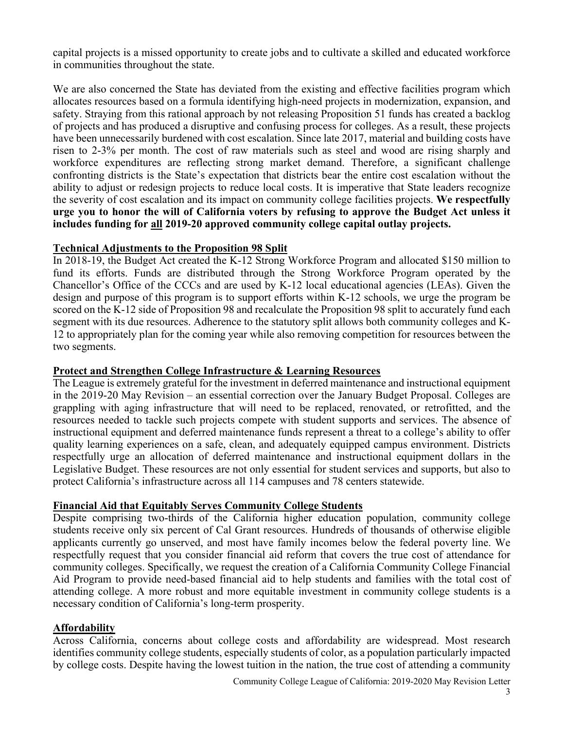capital projects is a missed opportunity to create jobs and to cultivate a skilled and educated workforce in communities throughout the state.

We are also concerned the State has deviated from the existing and effective facilities program which allocates resources based on a formula identifying high-need projects in modernization, expansion, and safety. Straying from this rational approach by not releasing Proposition 51 funds has created a backlog of projects and has produced a disruptive and confusing process for colleges. As a result, these projects have been unnecessarily burdened with cost escalation. Since late 2017, material and building costs have risen to 2-3% per month. The cost of raw materials such as steel and wood are rising sharply and workforce expenditures are reflecting strong market demand. Therefore, a significant challenge confronting districts is the State's expectation that districts bear the entire cost escalation without the ability to adjust or redesign projects to reduce local costs. It is imperative that State leaders recognize the severity of cost escalation and its impact on community college facilities projects. **We respectfully urge you to honor the will of California voters by refusing to approve the Budget Act unless it includes funding for <u>all</u> 2019-20 approved community college capital outlay projects.**

## Technical Adjustments to the Proposition 98 Split

In 2018-19, the Budget Act created the K-12 Strong Workforce Program and allocated \$150 million to fund its efforts. Funds are distributed through the Strong Workforce Program operated by the Chancellor's Office of the CCCs and are used by K-12 local educational agencies (LEAs). Given the design and purpose of this program is to support efforts within K-12 schools, we urge the program be scored on the K-12 side of Proposition 98 and recalculate the Proposition 98 split to accurately fund each segment with its due resources. Adherence to the statutory split allows both community colleges and K-12 to appropriately plan for the coming year while also removing competition for resources between the two segments.

## Protect and Strengthen College Infrastructure & Learning Resources

The League is extremely grateful for the investment in deferred maintenance and instructional equipment in the 2019-20 May Revision – an essential correction over the January Budget Proposal. Colleges are grappling with aging infrastructure that will need to be replaced, renovated, or retrofitted, and the resources needed to tackle such projects compete with student supports and services. The absence of instructional equipment and deferred maintenance funds represent a threat to a college's ability to offer quality learning experiences on a safe, clean, and adequately equipped campus environment. Districts respectfully urge an allocation of deferred maintenance and instructional equipment dollars in the Legislative Budget. These resources are not only essential for student services and supports, but also to protect California's infrastructure across all 114 campuses and 78 centers statewide.

## Financial Aid that Equitably Serves Community College Students

Despite comprising two-thirds of the California higher education population, community college students receive only six percent of Cal Grant resources. Hundreds of thousands of otherwise eligible applicants currently go unserved, and most have family incomes below the federal poverty line. We respectfully request that you consider financial aid reform that covers the true cost of attendance for community colleges. Specifically, we request the creation of a California Community College Financial Aid Program to provide need-based financial aid to help students and families with the total cost of attending college. A more robust and more equitable investment in community college students is a necessary condition of California's long-term prosperity.

## Affordability

Across California, concerns about college costs and affordability are widespread. Most research identifies community college students, especially students of color, as a population particularly impacted by college costs. Despite having the lowest tuition in the nation, the true cost of attending a community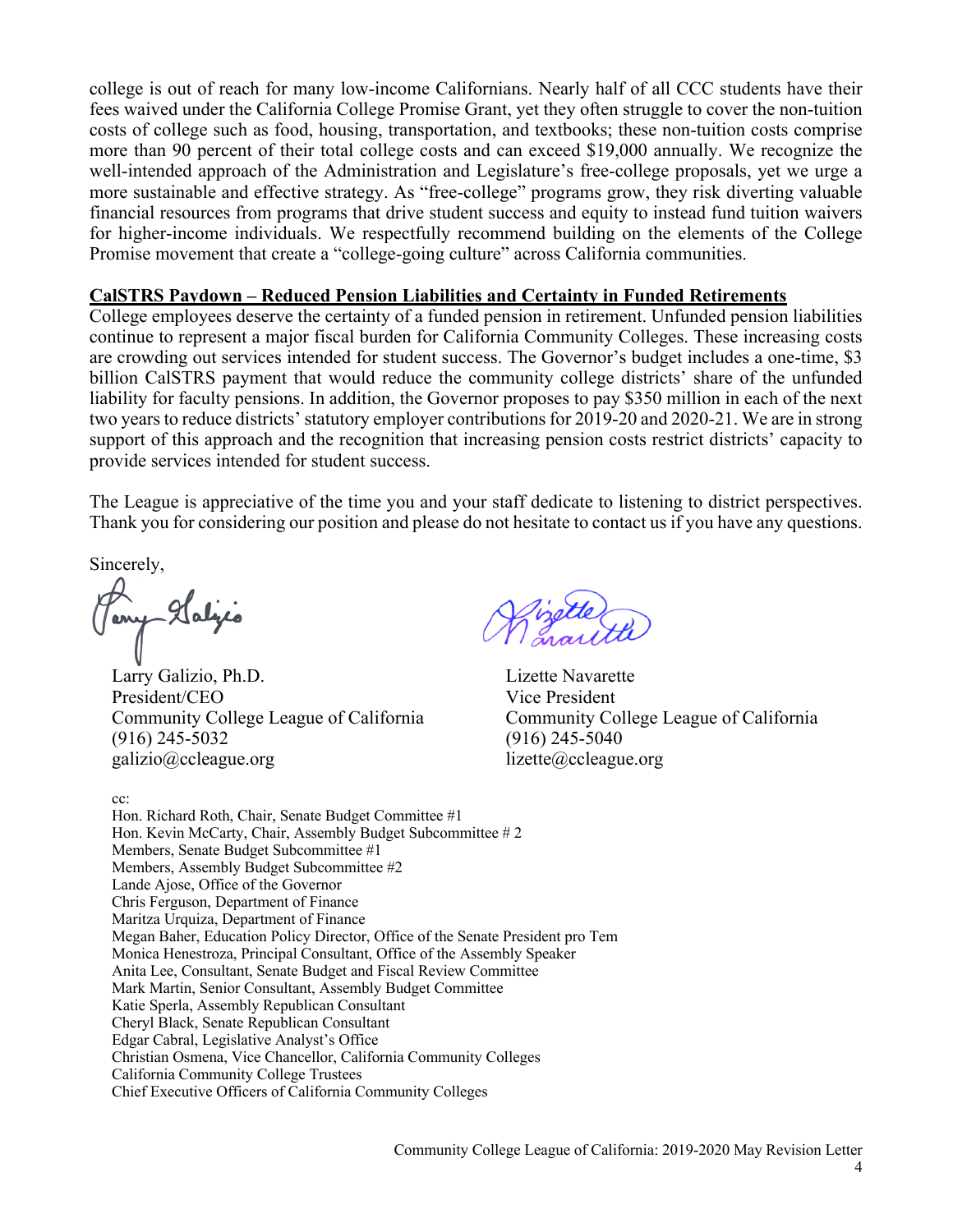college is out of reach for many low-income Californians. Nearly half of all CCC students have their fees waived under the California College Promise Grant, yet they often struggle to cover the non-tuition costs of college such as food, housing, transportation, and textbooks; these non-tuition costs comprise more than 90 percent of their total college costs and can exceed $19,000 annually. We recognize the well-intended approach of the Administration and Legislature's free-college proposals, yet we urge a more sustainable and effective strategy. As "free-college" programs grow, they risk diverting valuable financial resources from programs that drive student success and equity to instead fund tuition waivers for higher-income individuals. We respectfully recommend building on the elements of the College Promise movement that create a "college-going culture" across California communities.

**CalSTRS Paydown – Reduced Pension Liabilities and Certainty in Funded Retirements**

College employees deserve the certainty of a funded pension in retirement. Unfunded pension liabilities continue to represent a major fiscal burden for California Community Colleges. These increasing costs are crowding out services intended for student success. The Governor's budget includes a one-time, $3 billion CalSTRS payment that would reduce the community college districts' share of the unfunded liability for faculty pensions. In addition, the Governor proposes to pay $350 million in each of the next two years to reduce districts' statutory employer contributions for 2019-20 and 2020-21. We are in strong support of this approach and the recognition that increasing pension costs restrict districts' capacity to provide services intended for student success.

The League is appreciative of the time you and your staff dedicate to listening to district perspectives. Thank you for considering our position and please do not hesitate to contact us if you have any questions.

Sincerely,

Larry Galizio, Ph.D.
President/CEO
Community College League of California
(916) 245-5032
galizio@ccleague.org

Lizette Navarette
Vice President
Community College League of California
(916) 245-5040
lizette@ccleague.org

cc:
Hon. Richard Roth, Chair, Senate Budget Committee #1
Hon. Kevin McCarty, Chair, Assembly Budget Subcommittee # 2
Members, Senate Budget Subcommittee #1
Members, Assembly Budget Subcommittee #2
Lande Ajose, Office of the Governor
Chris Ferguson, Department of Finance
Maritza Urquiza, Department of Finance
Megan Baher, Education Policy Director, Office of the Senate President pro Tem
Monica Henestroza, Principal Consultant, Office of the Assembly Speaker
Anita Lee, Consultant, Senate Budget and Fiscal Review Committee
Mark Martin, Senior Consultant, Assembly Budget Committee
Katie Sperla, Assembly Republican Consultant
Cheryl Black, Senate Republican Consultant
Edgar Cabral, Legislative Analyst's Office
Christian Osmena, Vice Chancellor, California Community Colleges
California Community College Trustees
Chief Executive Officers of California Community Colleges